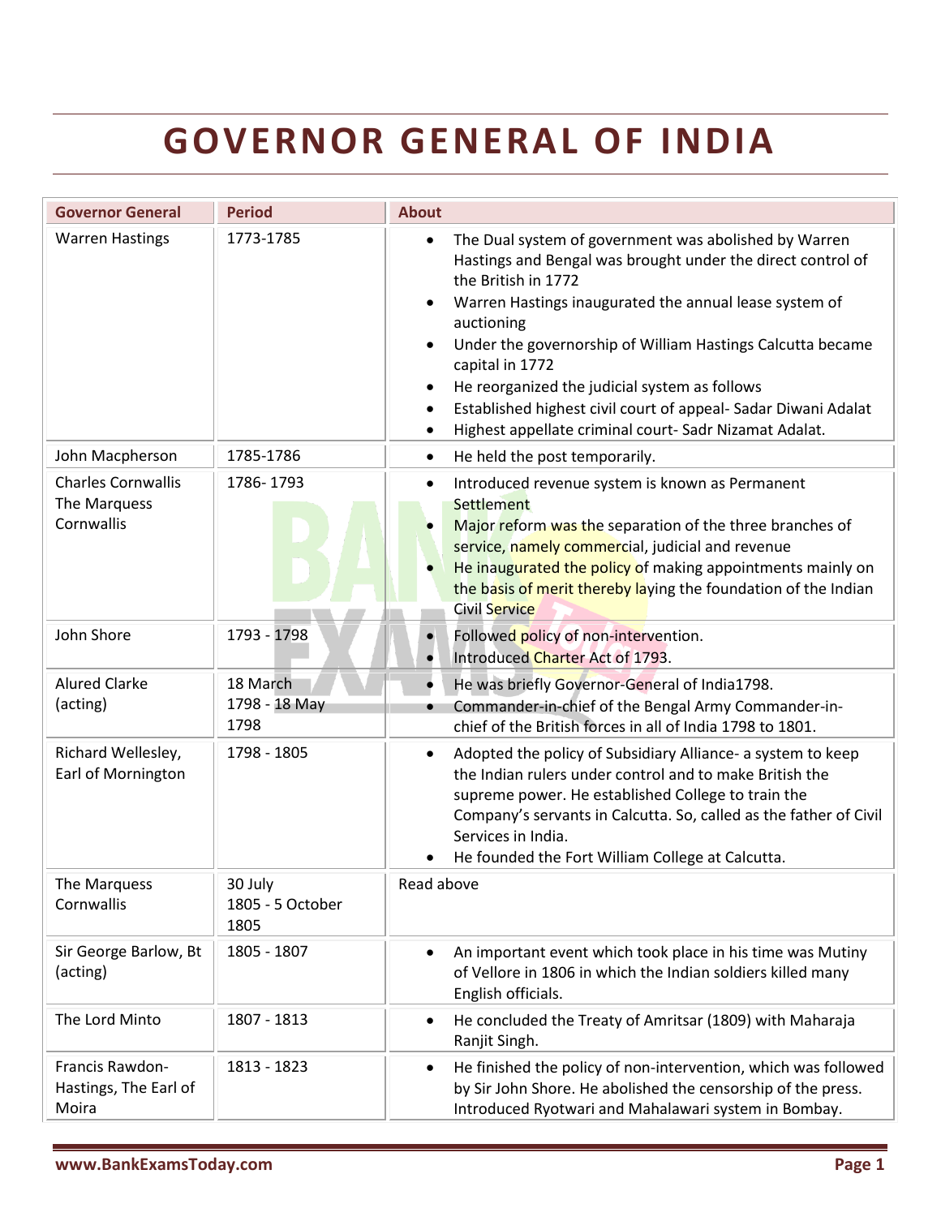# GOVERNOR GENERAL OF INDIA

| Governor General | Period | About |
|---|---|---|
| Warren Hastings | 1773-1785 | • The Dual system of government was abolished by Warren Hastings and Bengal was brought under the direct control of the British in 1772<br>• Warren Hastings inaugurated the annual lease system of auctioning<br>• Under the governorship of William Hastings Calcutta became capital in 1772<br>• He reorganized the judicial system as follows<br>• Established highest civil court of appeal- Sadar Diwani Adalat<br>• Highest appellate criminal court- Sadr Nizamat Adalat. |
| John Macpherson | 1785-1786 | • He held the post temporarily. |
| Charles Cornwallis The Marquess Cornwallis | 1786- 1793 | • Introduced revenue system is known as Permanent Settlement<br>• Major reform was the separation of the three branches of service, namely commercial, judicial and revenue<br>• He inaugurated the policy of making appointments mainly on the basis of merit thereby laying the foundation of the Indian Civil Service |
| John Shore | 1793 - 1798 | • Followed policy of non-intervention.<br>• Introduced Charter Act of 1793. |
| Alured Clarke (acting) | 18 March 1798 - 18 May 1798 | • He was briefly Governor-General of India1798.<br>• Commander-in-chief of the Bengal Army Commander-in-chief of the British forces in all of India 1798 to 1801. |
| Richard Wellesley, Earl of Mornington | 1798 - 1805 | • Adopted the policy of Subsidiary Alliance- a system to keep the Indian rulers under control and to make British the supreme power. He established College to train the Company's servants in Calcutta. So, called as the father of Civil Services in India.<br>• He founded the Fort William College at Calcutta. |
| The Marquess Cornwallis | 30 July 1805 - 5 October 1805 | Read above |
| Sir George Barlow, Bt (acting) | 1805 - 1807 | • An important event which took place in his time was Mutiny of Vellore in 1806 in which the Indian soldiers killed many English officials. |
| The Lord Minto | 1807 - 1813 | • He concluded the Treaty of Amritsar (1809) with Maharaja Ranjit Singh. |
| Francis Rawdon-Hastings, The Earl of Moira | 1813 - 1823 | • He finished the policy of non-intervention, which was followed by Sir John Shore. He abolished the censorship of the press. Introduced Ryotwari and Mahalawari system in Bombay. |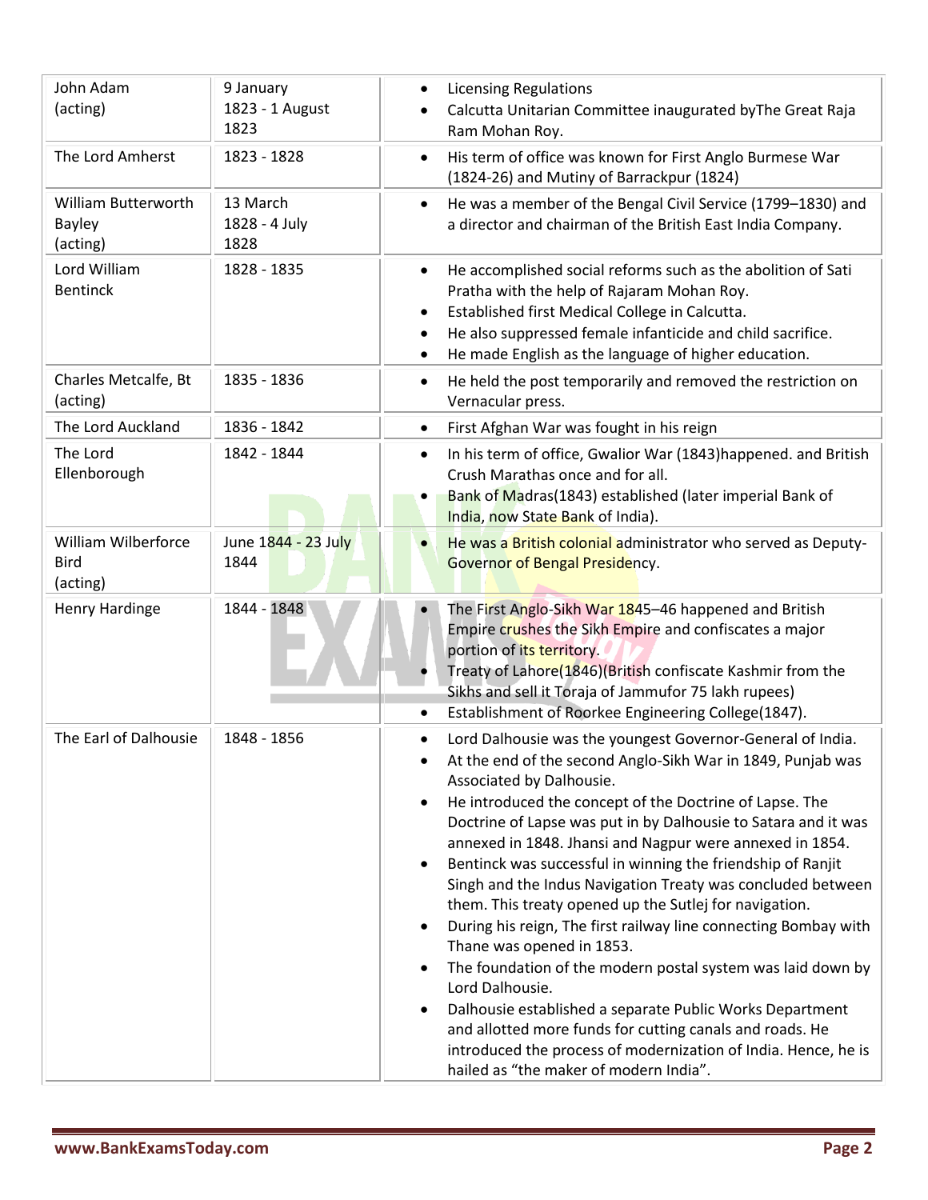| | | |
|---|---|---|
| John Adam (acting) | 9 January 1823 - 1 August 1823 | • Licensing Regulations<br>• Calcutta Unitarian Committee inaugurated byThe Great Raja Ram Mohan Roy. |
| The Lord Amherst | 1823 - 1828 | • His term of office was known for First Anglo Burmese War (1824-26) and Mutiny of Barrackpur (1824) |
| William Butterworth Bayley (acting) | 13 March 1828 - 4 July 1828 | • He was a member of the Bengal Civil Service (1799–1830) and a director and chairman of the British East India Company. |
| Lord William Bentinck | 1828 - 1835 | • He accomplished social reforms such as the abolition of Sati Pratha with the help of Rajaram Mohan Roy.<br>• Established first Medical College in Calcutta.<br>• He also suppressed female infanticide and child sacrifice.<br>• He made English as the language of higher education. |
| Charles Metcalfe, Bt (acting) | 1835 - 1836 | • He held the post temporarily and removed the restriction on Vernacular press. |
| The Lord Auckland | 1836 - 1842 | • First Afghan War was fought in his reign |
| The Lord Ellenborough | 1842 - 1844 | • In his term of office, Gwalior War (1843)happened. and British Crush Marathas once and for all.<br>• Bank of Madras(1843) established (later imperial Bank of India, now State Bank of India). |
| William Wilberforce Bird (acting) | June 1844 - 23 July 1844 | • He was a British colonial administrator who served as Deputy-Governor of Bengal Presidency. |
| Henry Hardinge | 1844 - 1848 | • The First Anglo-Sikh War 1845–46 happened and British Empire crushes the Sikh Empire and confiscates a major portion of its territory.<br>• Treaty of Lahore(1846)(British confiscate Kashmir from the Sikhs and sell it Toraja of Jammufor 75 lakh rupees)<br>• Establishment of Roorkee Engineering College(1847). |
| The Earl of Dalhousie | 1848 - 1856 | • Lord Dalhousie was the youngest Governor-General of India.<br>• At the end of the second Anglo-Sikh War in 1849, Punjab was Associated by Dalhousie.<br>• He introduced the concept of the Doctrine of Lapse. The Doctrine of Lapse was put in by Dalhousie to Satara and it was annexed in 1848. Jhansi and Nagpur were annexed in 1854.<br>• Bentinck was successful in winning the friendship of Ranjit Singh and the Indus Navigation Treaty was concluded between them. This treaty opened up the Sutlej for navigation.<br>• During his reign, The first railway line connecting Bombay with Thane was opened in 1853.<br>• The foundation of the modern postal system was laid down by Lord Dalhousie.<br>• Dalhousie established a separate Public Works Department and allotted more funds for cutting canals and roads. He introduced the process of modernization of India. Hence, he is hailed as "the maker of modern India". |